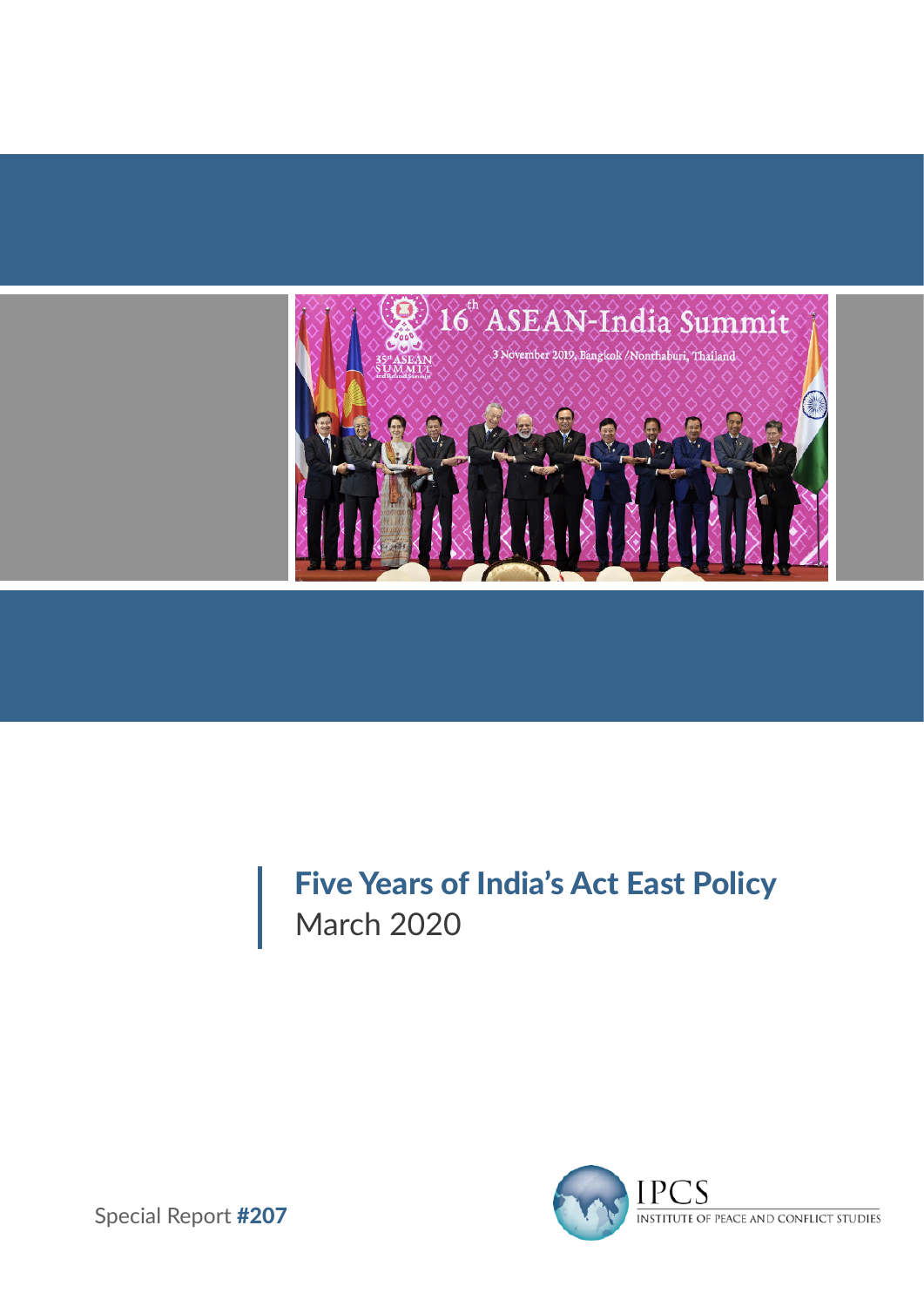# Five Years of India's Act East Policy

March 2020

Special Report **#207**

IPCS

INSTITUTE OF PEACE AND CONFLICT STUDIES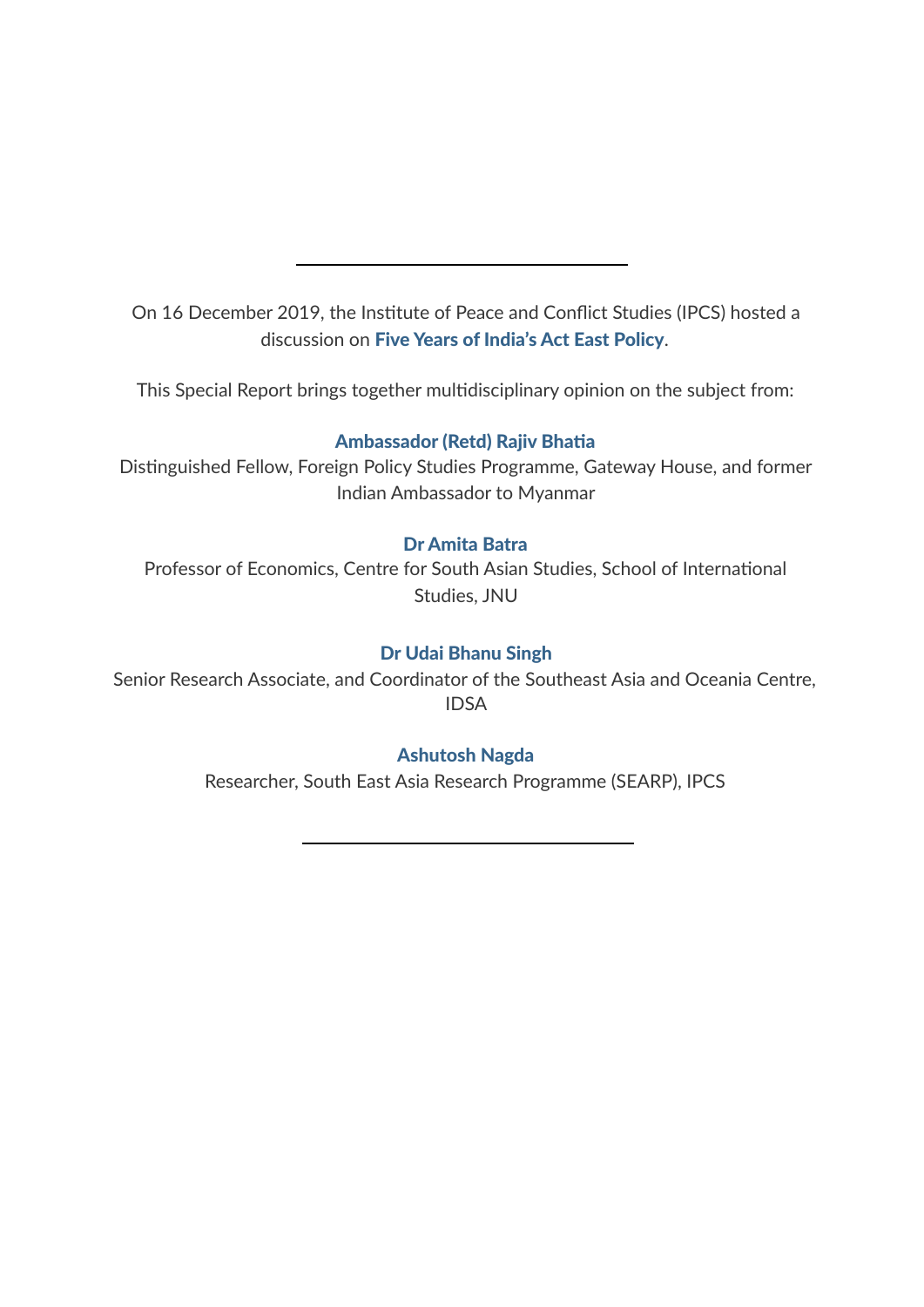---

On 16 December 2019, the Institute of Peace and Conflict Studies (IPCS) hosted a discussion on **Five Years of India's Act East Policy**.

This Special Report brings together multidisciplinary opinion on the subject from:

**Ambassador (Retd) Rajiv Bhatia**
Distinguished Fellow, Foreign Policy Studies Programme, Gateway House, and former Indian Ambassador to Myanmar

**Dr Amita Batra**
Professor of Economics, Centre for South Asian Studies, School of International Studies, JNU

**Dr Udai Bhanu Singh**
Senior Research Associate, and Coordinator of the Southeast Asia and Oceania Centre, IDSA

**Ashutosh Nagda**
Researcher, South East Asia Research Programme (SEARP), IPCS

---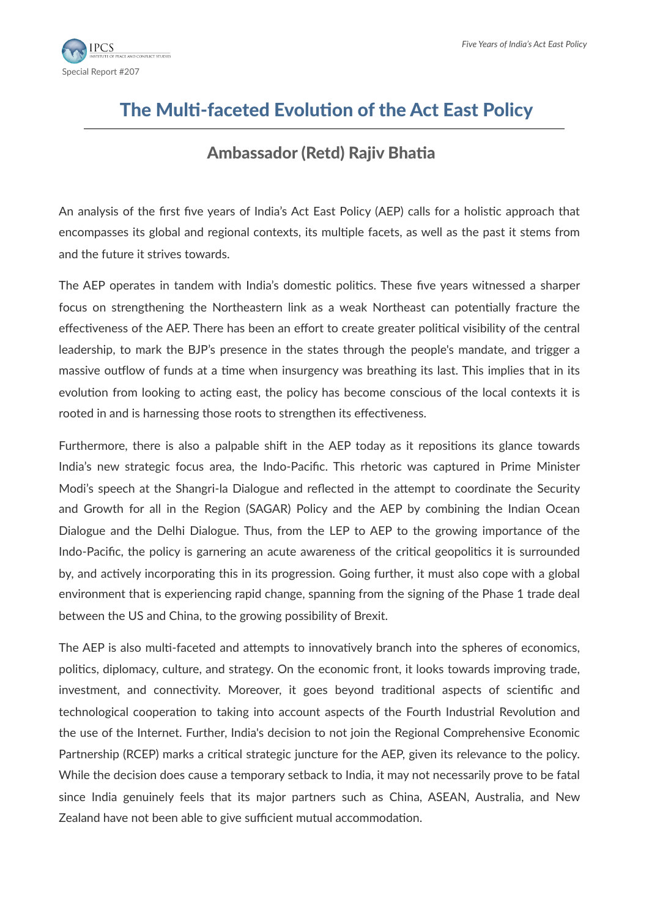# The Multi-faceted Evolution of the Act East Policy

## Ambassador (Retd) Rajiv Bhatia

An analysis of the first five years of India's Act East Policy (AEP) calls for a holistic approach that encompasses its global and regional contexts, its multiple facets, as well as the past it stems from and the future it strives towards.

The AEP operates in tandem with India's domestic politics. These five years witnessed a sharper focus on strengthening the Northeastern link as a weak Northeast can potentially fracture the effectiveness of the AEP. There has been an effort to create greater political visibility of the central leadership, to mark the BJP's presence in the states through the people's mandate, and trigger a massive outflow of funds at a time when insurgency was breathing its last. This implies that in its evolution from looking to acting east, the policy has become conscious of the local contexts it is rooted in and is harnessing those roots to strengthen its effectiveness.

Furthermore, there is also a palpable shift in the AEP today as it repositions its glance towards India's new strategic focus area, the Indo-Pacific. This rhetoric was captured in Prime Minister Modi's speech at the Shangri-la Dialogue and reflected in the attempt to coordinate the Security and Growth for all in the Region (SAGAR) Policy and the AEP by combining the Indian Ocean Dialogue and the Delhi Dialogue. Thus, from the LEP to AEP to the growing importance of the Indo-Pacific, the policy is garnering an acute awareness of the critical geopolitics it is surrounded by, and actively incorporating this in its progression. Going further, it must also cope with a global environment that is experiencing rapid change, spanning from the signing of the Phase 1 trade deal between the US and China, to the growing possibility of Brexit.

The AEP is also multi-faceted and attempts to innovatively branch into the spheres of economics, politics, diplomacy, culture, and strategy. On the economic front, it looks towards improving trade, investment, and connectivity. Moreover, it goes beyond traditional aspects of scientific and technological cooperation to taking into account aspects of the Fourth Industrial Revolution and the use of the Internet. Further, India's decision to not join the Regional Comprehensive Economic Partnership (RCEP) marks a critical strategic juncture for the AEP, given its relevance to the policy. While the decision does cause a temporary setback to India, it may not necessarily prove to be fatal since India genuinely feels that its major partners such as China, ASEAN, Australia, and New Zealand have not been able to give sufficient mutual accommodation.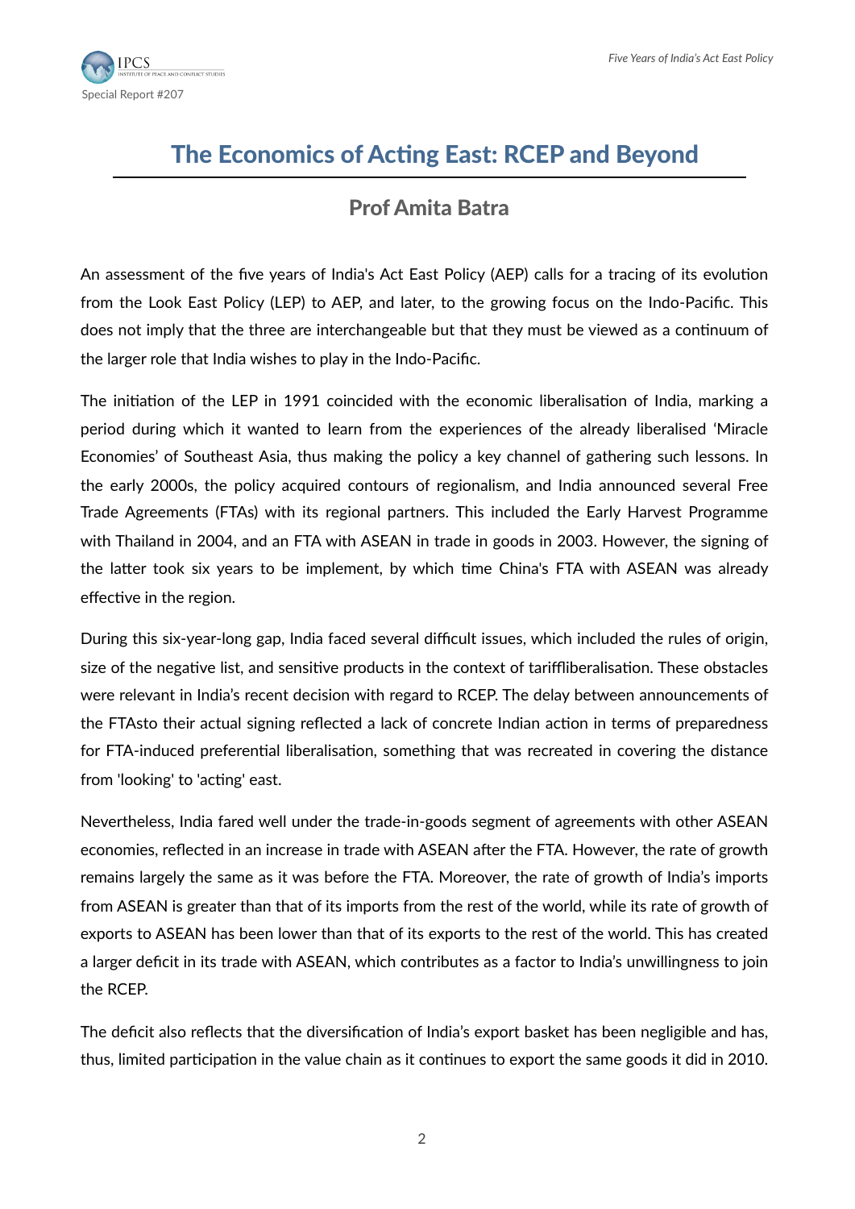# The Economics of Acting East: RCEP and Beyond

## Prof Amita Batra

An assessment of the five years of India's Act East Policy (AEP) calls for a tracing of its evolution from the Look East Policy (LEP) to AEP, and later, to the growing focus on the Indo-Pacific. This does not imply that the three are interchangeable but that they must be viewed as a continuum of the larger role that India wishes to play in the Indo-Pacific.

The initiation of the LEP in 1991 coincided with the economic liberalisation of India, marking a period during which it wanted to learn from the experiences of the already liberalised 'Miracle Economies' of Southeast Asia, thus making the policy a key channel of gathering such lessons. In the early 2000s, the policy acquired contours of regionalism, and India announced several Free Trade Agreements (FTAs) with its regional partners. This included the Early Harvest Programme with Thailand in 2004, and an FTA with ASEAN in trade in goods in 2003. However, the signing of the latter took six years to be implement, by which time China's FTA with ASEAN was already effective in the region.

During this six-year-long gap, India faced several difficult issues, which included the rules of origin, size of the negative list, and sensitive products in the context of tariffliberalisation. These obstacles were relevant in India's recent decision with regard to RCEP. The delay between announcements of the FTAsto their actual signing reflected a lack of concrete Indian action in terms of preparedness for FTA-induced preferential liberalisation, something that was recreated in covering the distance from 'looking' to 'acting' east.

Nevertheless, India fared well under the trade-in-goods segment of agreements with other ASEAN economies, reflected in an increase in trade with ASEAN after the FTA. However, the rate of growth remains largely the same as it was before the FTA. Moreover, the rate of growth of India's imports from ASEAN is greater than that of its imports from the rest of the world, while its rate of growth of exports to ASEAN has been lower than that of its exports to the rest of the world. This has created a larger deficit in its trade with ASEAN, which contributes as a factor to India's unwillingness to join the RCEP.

The deficit also reflects that the diversification of India's export basket has been negligible and has, thus, limited participation in the value chain as it continues to export the same goods it did in 2010.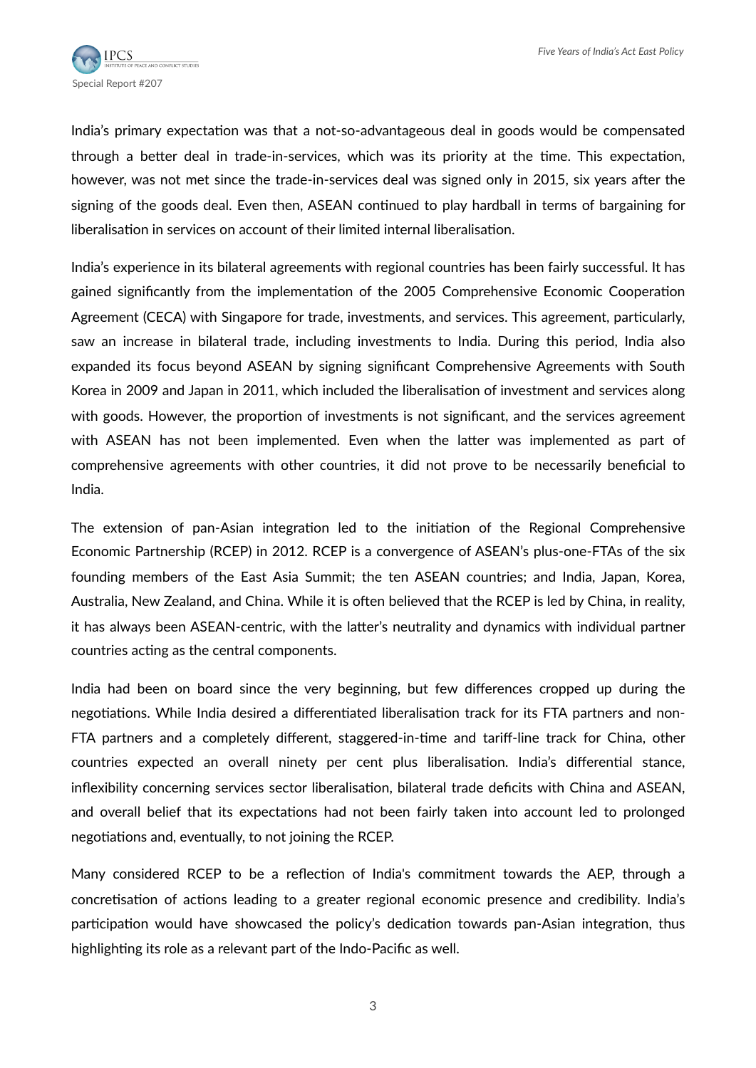India's primary expectation was that a not-so-advantageous deal in goods would be compensated through a better deal in trade-in-services, which was its priority at the time. This expectation, however, was not met since the trade-in-services deal was signed only in 2015, six years after the signing of the goods deal. Even then, ASEAN continued to play hardball in terms of bargaining for liberalisation in services on account of their limited internal liberalisation.

India's experience in its bilateral agreements with regional countries has been fairly successful. It has gained significantly from the implementation of the 2005 Comprehensive Economic Cooperation Agreement (CECA) with Singapore for trade, investments, and services. This agreement, particularly, saw an increase in bilateral trade, including investments to India. During this period, India also expanded its focus beyond ASEAN by signing significant Comprehensive Agreements with South Korea in 2009 and Japan in 2011, which included the liberalisation of investment and services along with goods. However, the proportion of investments is not significant, and the services agreement with ASEAN has not been implemented. Even when the latter was implemented as part of comprehensive agreements with other countries, it did not prove to be necessarily beneficial to India.

The extension of pan-Asian integration led to the initiation of the Regional Comprehensive Economic Partnership (RCEP) in 2012. RCEP is a convergence of ASEAN's plus-one-FTAs of the six founding members of the East Asia Summit; the ten ASEAN countries; and India, Japan, Korea, Australia, New Zealand, and China. While it is often believed that the RCEP is led by China, in reality, it has always been ASEAN-centric, with the latter's neutrality and dynamics with individual partner countries acting as the central components.

India had been on board since the very beginning, but few differences cropped up during the negotiations. While India desired a differentiated liberalisation track for its FTA partners and non-FTA partners and a completely different, staggered-in-time and tariff-line track for China, other countries expected an overall ninety per cent plus liberalisation. India's differential stance, inflexibility concerning services sector liberalisation, bilateral trade deficits with China and ASEAN, and overall belief that its expectations had not been fairly taken into account led to prolonged negotiations and, eventually, to not joining the RCEP.

Many considered RCEP to be a reflection of India's commitment towards the AEP, through a concretisation of actions leading to a greater regional economic presence and credibility. India's participation would have showcased the policy's dedication towards pan-Asian integration, thus highlighting its role as a relevant part of the Indo-Pacific as well.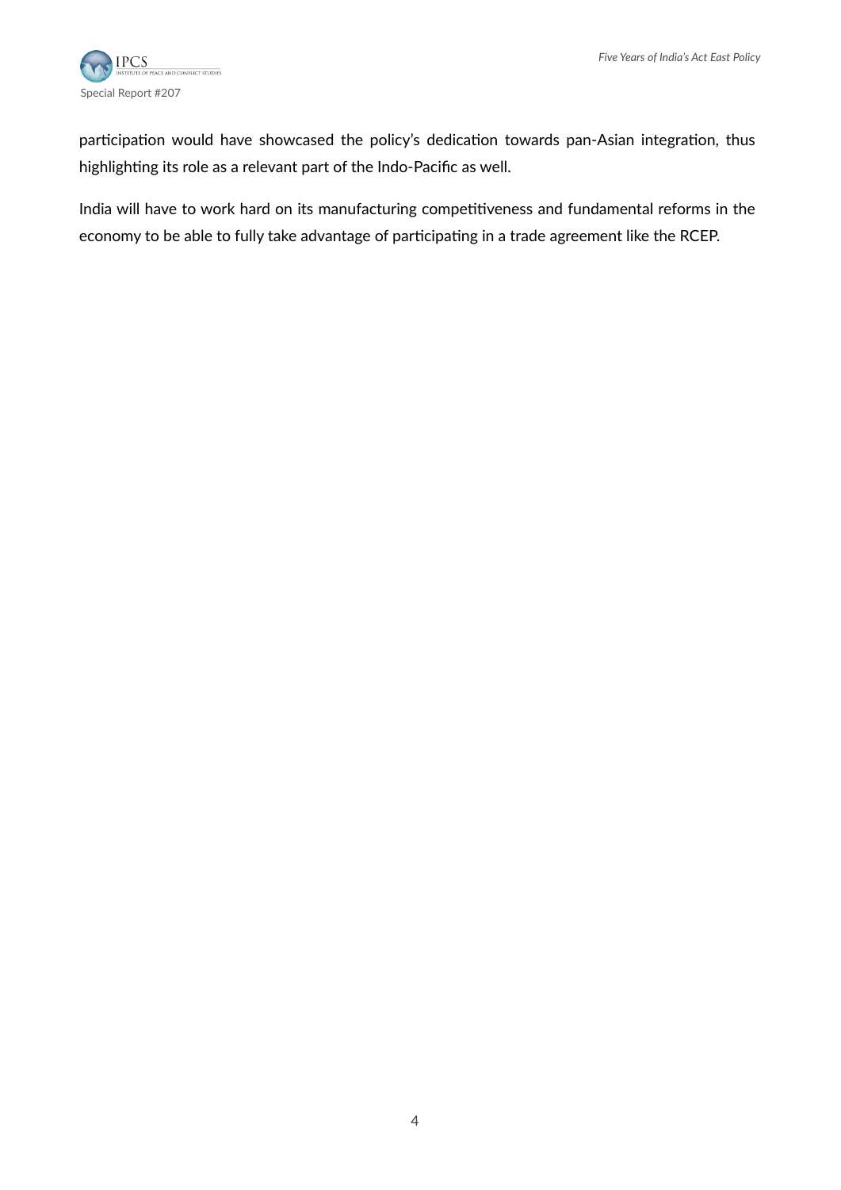participation would have showcased the policy's dedication towards pan-Asian integration, thus highlighting its role as a relevant part of the Indo-Pacific as well.

India will have to work hard on its manufacturing competitiveness and fundamental reforms in the economy to be able to fully take advantage of participating in a trade agreement like the RCEP.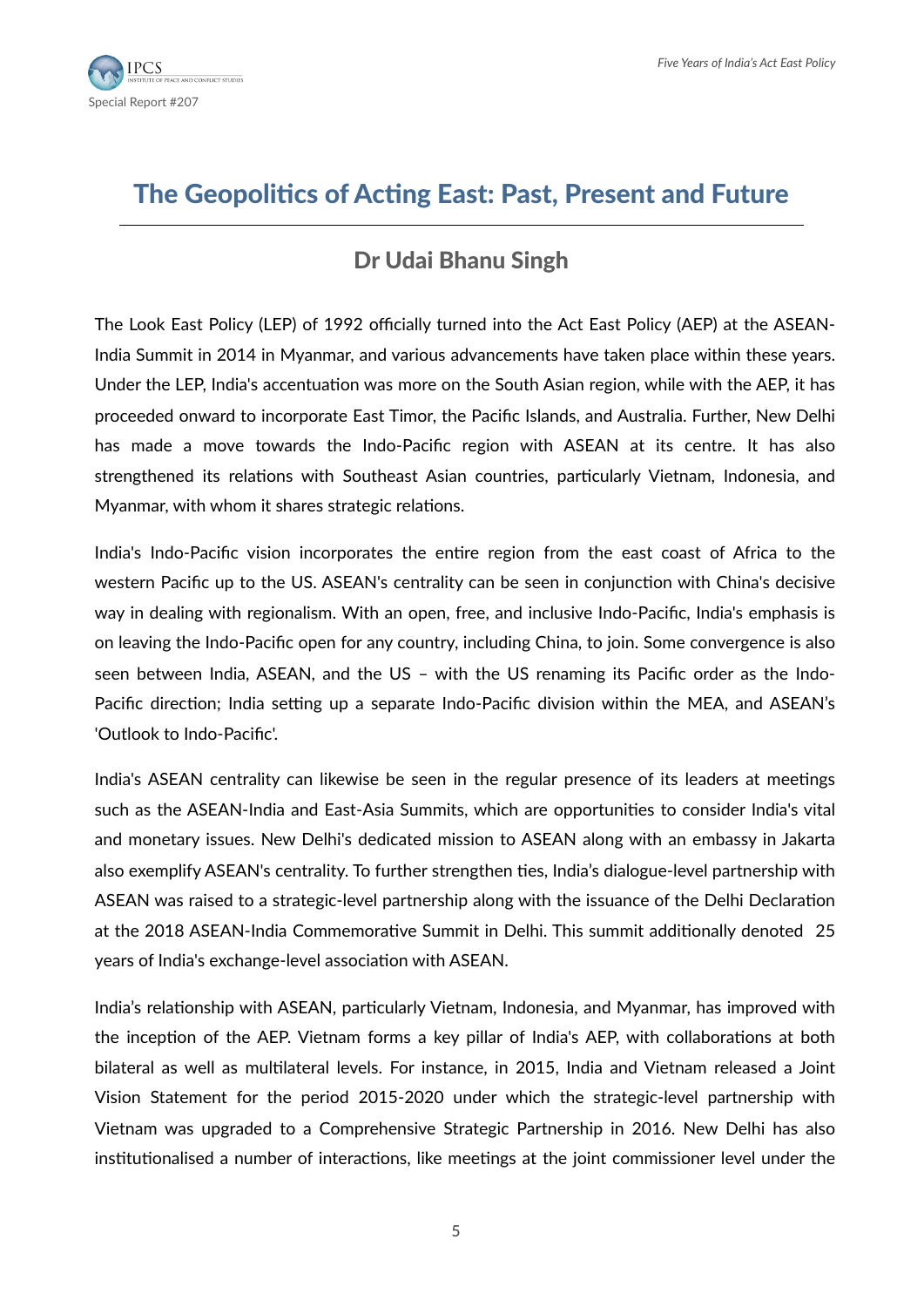# The Geopolitics of Acting East: Past, Present and Future

## Dr Udai Bhanu Singh

The Look East Policy (LEP) of 1992 officially turned into the Act East Policy (AEP) at the ASEAN-India Summit in 2014 in Myanmar, and various advancements have taken place within these years. Under the LEP, India's accentuation was more on the South Asian region, while with the AEP, it has proceeded onward to incorporate East Timor, the Pacific Islands, and Australia. Further, New Delhi has made a move towards the Indo-Pacific region with ASEAN at its centre. It has also strengthened its relations with Southeast Asian countries, particularly Vietnam, Indonesia, and Myanmar, with whom it shares strategic relations.

India's Indo-Pacific vision incorporates the entire region from the east coast of Africa to the western Pacific up to the US. ASEAN's centrality can be seen in conjunction with China's decisive way in dealing with regionalism. With an open, free, and inclusive Indo-Pacific, India's emphasis is on leaving the Indo-Pacific open for any country, including China, to join. Some convergence is also seen between India, ASEAN, and the US – with the US renaming its Pacific order as the Indo-Pacific direction; India setting up a separate Indo-Pacific division within the MEA, and ASEAN's 'Outlook to Indo-Pacific'.

India's ASEAN centrality can likewise be seen in the regular presence of its leaders at meetings such as the ASEAN-India and East-Asia Summits, which are opportunities to consider India's vital and monetary issues. New Delhi's dedicated mission to ASEAN along with an embassy in Jakarta also exemplify ASEAN's centrality. To further strengthen ties, India's dialogue-level partnership with ASEAN was raised to a strategic-level partnership along with the issuance of the Delhi Declaration at the 2018 ASEAN-India Commemorative Summit in Delhi. This summit additionally denoted 25 years of India's exchange-level association with ASEAN.

India's relationship with ASEAN, particularly Vietnam, Indonesia, and Myanmar, has improved with the inception of the AEP. Vietnam forms a key pillar of India's AEP, with collaborations at both bilateral as well as multilateral levels. For instance, in 2015, India and Vietnam released a Joint Vision Statement for the period 2015-2020 under which the strategic-level partnership with Vietnam was upgraded to a Comprehensive Strategic Partnership in 2016. New Delhi has also institutionalised a number of interactions, like meetings at the joint commissioner level under the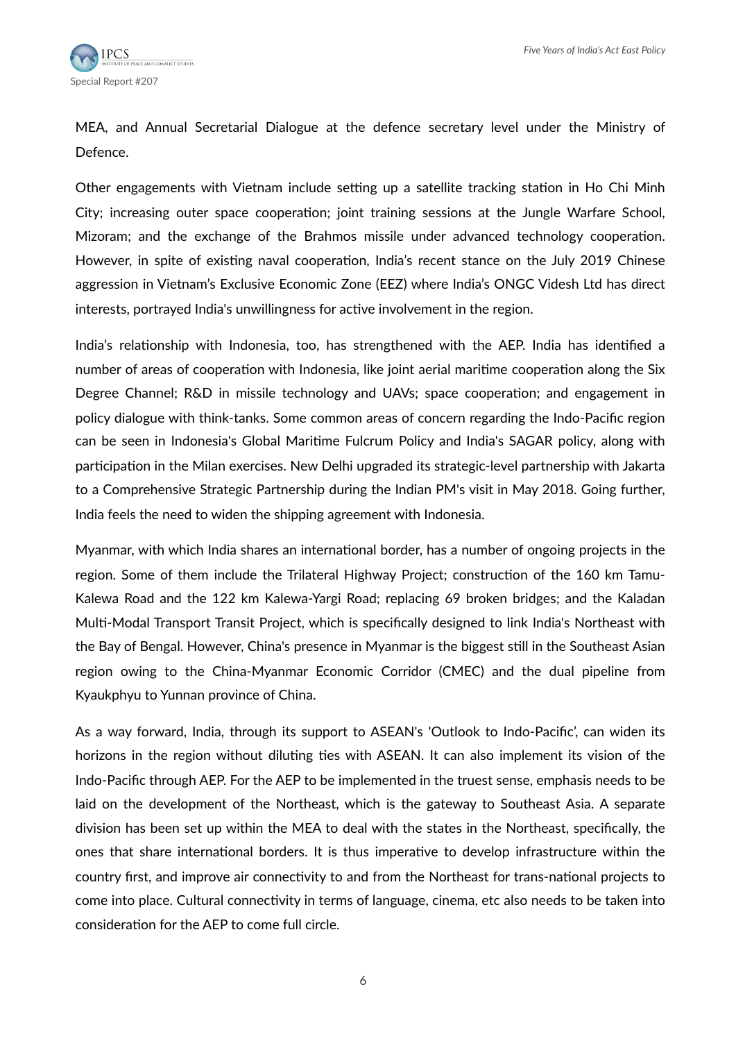MEA, and Annual Secretarial Dialogue at the defence secretary level under the Ministry of Defence.

Other engagements with Vietnam include setting up a satellite tracking station in Ho Chi Minh City; increasing outer space cooperation; joint training sessions at the Jungle Warfare School, Mizoram; and the exchange of the Brahmos missile under advanced technology cooperation. However, in spite of existing naval cooperation, India's recent stance on the July 2019 Chinese aggression in Vietnam's Exclusive Economic Zone (EEZ) where India's ONGC Videsh Ltd has direct interests, portrayed India's unwillingness for active involvement in the region.

India's relationship with Indonesia, too, has strengthened with the AEP. India has identified a number of areas of cooperation with Indonesia, like joint aerial maritime cooperation along the Six Degree Channel; R&D in missile technology and UAVs; space cooperation; and engagement in policy dialogue with think-tanks. Some common areas of concern regarding the Indo-Pacific region can be seen in Indonesia's Global Maritime Fulcrum Policy and India's SAGAR policy, along with participation in the Milan exercises. New Delhi upgraded its strategic-level partnership with Jakarta to a Comprehensive Strategic Partnership during the Indian PM's visit in May 2018. Going further, India feels the need to widen the shipping agreement with Indonesia.

Myanmar, with which India shares an international border, has a number of ongoing projects in the region. Some of them include the Trilateral Highway Project; construction of the 160 km Tamu-Kalewa Road and the 122 km Kalewa-Yargi Road; replacing 69 broken bridges; and the Kaladan Multi-Modal Transport Transit Project, which is specifically designed to link India's Northeast with the Bay of Bengal. However, China's presence in Myanmar is the biggest still in the Southeast Asian region owing to the China-Myanmar Economic Corridor (CMEC) and the dual pipeline from Kyaukphyu to Yunnan province of China.

As a way forward, India, through its support to ASEAN's 'Outlook to Indo-Pacific', can widen its horizons in the region without diluting ties with ASEAN. It can also implement its vision of the Indo-Pacific through AEP. For the AEP to be implemented in the truest sense, emphasis needs to be laid on the development of the Northeast, which is the gateway to Southeast Asia. A separate division has been set up within the MEA to deal with the states in the Northeast, specifically, the ones that share international borders. It is thus imperative to develop infrastructure within the country first, and improve air connectivity to and from the Northeast for trans-national projects to come into place. Cultural connectivity in terms of language, cinema, etc also needs to be taken into consideration for the AEP to come full circle.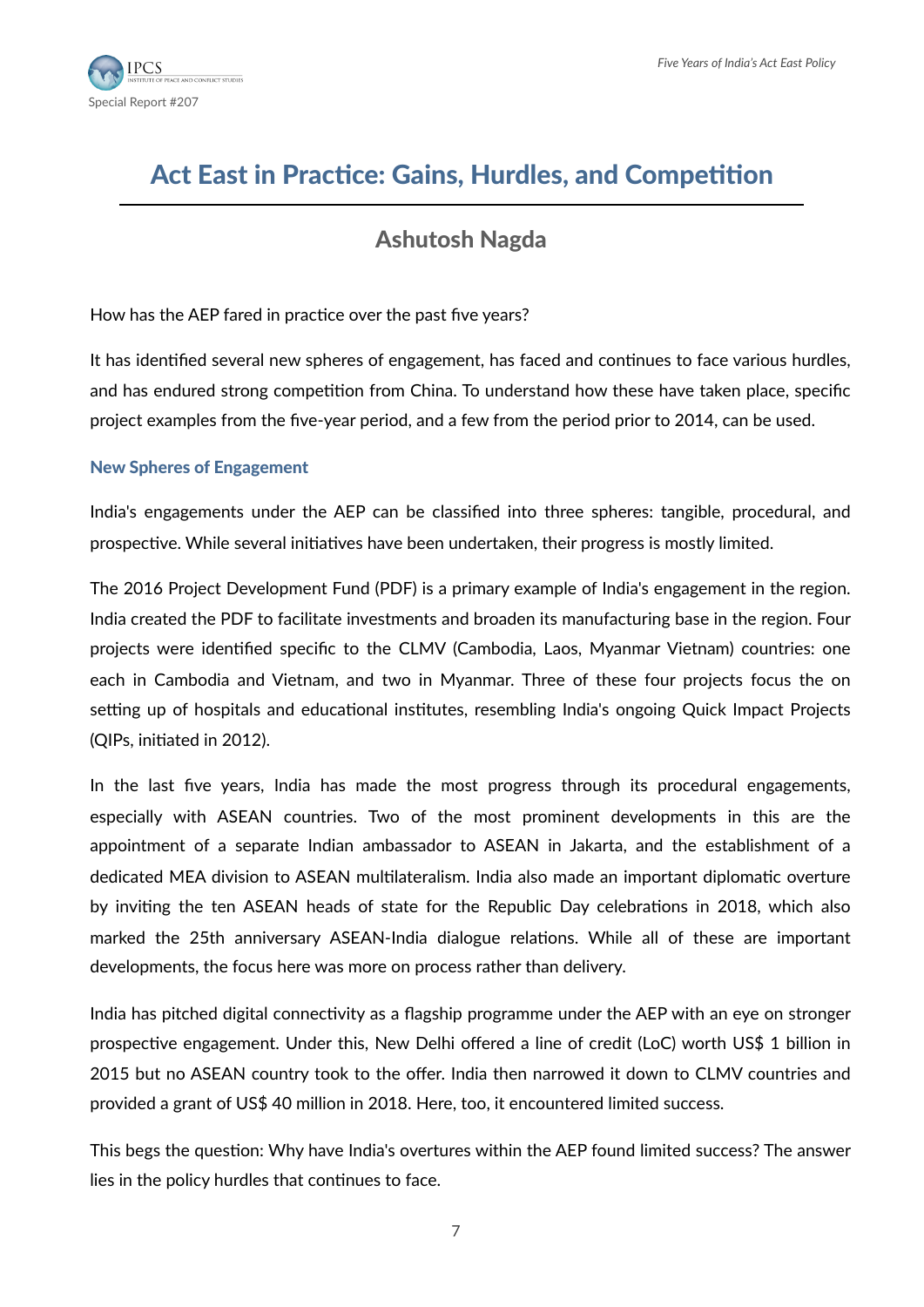# Act East in Practice: Gains, Hurdles, and Competition

## Ashutosh Nagda

How has the AEP fared in practice over the past five years?

It has identified several new spheres of engagement, has faced and continues to face various hurdles, and has endured strong competition from China. To understand how these have taken place, specific project examples from the five-year period, and a few from the period prior to 2014, can be used.

### New Spheres of Engagement

India's engagements under the AEP can be classified into three spheres: tangible, procedural, and prospective. While several initiatives have been undertaken, their progress is mostly limited.

The 2016 Project Development Fund (PDF) is a primary example of India's engagement in the region. India created the PDF to facilitate investments and broaden its manufacturing base in the region. Four projects were identified specific to the CLMV (Cambodia, Laos, Myanmar Vietnam) countries: one each in Cambodia and Vietnam, and two in Myanmar. Three of these four projects focus the on setting up of hospitals and educational institutes, resembling India's ongoing Quick Impact Projects (QIPs, initiated in 2012).

In the last five years, India has made the most progress through its procedural engagements, especially with ASEAN countries. Two of the most prominent developments in this are the appointment of a separate Indian ambassador to ASEAN in Jakarta, and the establishment of a dedicated MEA division to ASEAN multilateralism. India also made an important diplomatic overture by inviting the ten ASEAN heads of state for the Republic Day celebrations in 2018, which also marked the 25th anniversary ASEAN-India dialogue relations. While all of these are important developments, the focus here was more on process rather than delivery.

India has pitched digital connectivity as a flagship programme under the AEP with an eye on stronger prospective engagement. Under this, New Delhi offered a line of credit (LoC) worth US$ 1 billion in 2015 but no ASEAN country took to the offer. India then narrowed it down to CLMV countries and provided a grant of US$ 40 million in 2018. Here, too, it encountered limited success.

This begs the question: Why have India's overtures within the AEP found limited success? The answer lies in the policy hurdles that continues to face.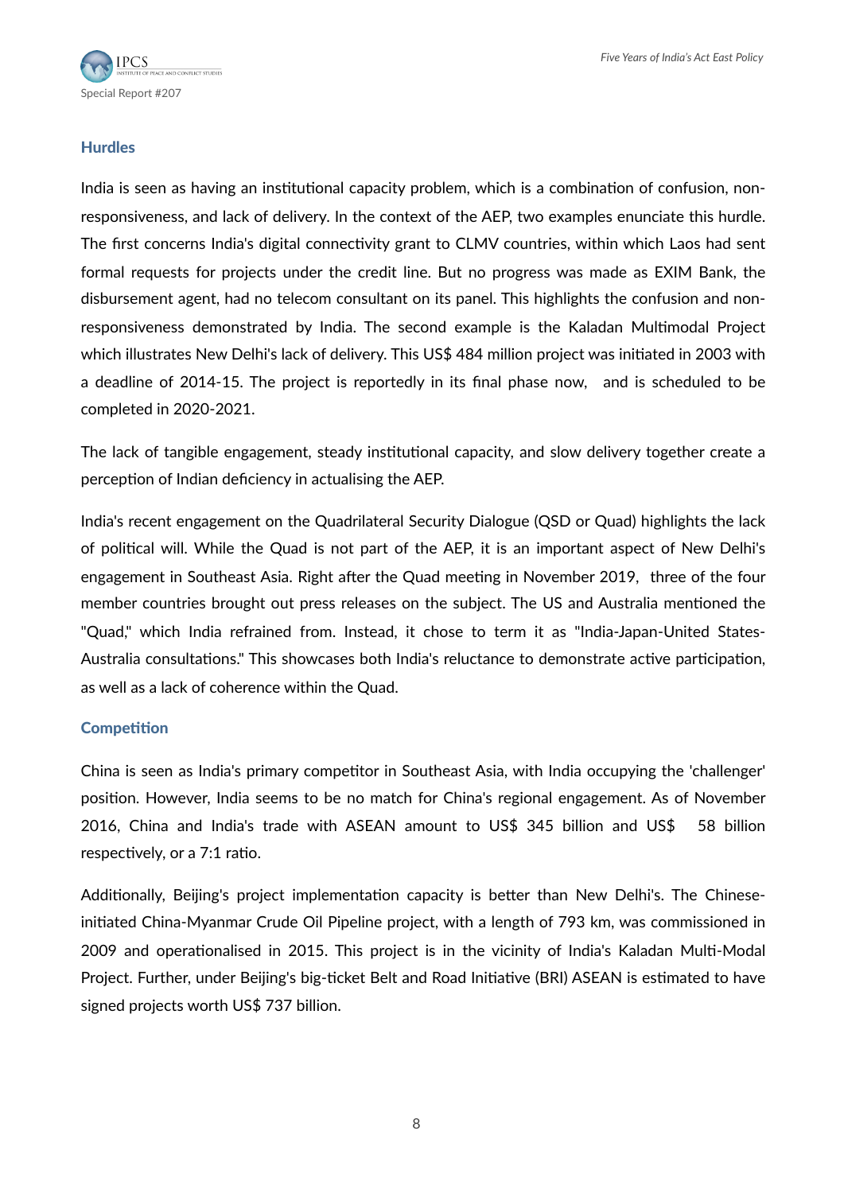### Hurdles

India is seen as having an institutional capacity problem, which is a combination of confusion, non-responsiveness, and lack of delivery. In the context of the AEP, two examples enunciate this hurdle. The first concerns India's digital connectivity grant to CLMV countries, within which Laos had sent formal requests for projects under the credit line. But no progress was made as EXIM Bank, the disbursement agent, had no telecom consultant on its panel. This highlights the confusion and non-responsiveness demonstrated by India. The second example is the Kaladan Multimodal Project which illustrates New Delhi's lack of delivery. This US$ 484 million project was initiated in 2003 with a deadline of 2014-15. The project is reportedly in its final phase now, and is scheduled to be completed in 2020-2021.

The lack of tangible engagement, steady institutional capacity, and slow delivery together create a perception of Indian deficiency in actualising the AEP.

India's recent engagement on the Quadrilateral Security Dialogue (QSD or Quad) highlights the lack of political will. While the Quad is not part of the AEP, it is an important aspect of New Delhi's engagement in Southeast Asia. Right after the Quad meeting in November 2019, three of the four member countries brought out press releases on the subject. The US and Australia mentioned the "Quad," which India refrained from. Instead, it chose to term it as "India-Japan-United States-Australia consultations." This showcases both India's reluctance to demonstrate active participation, as well as a lack of coherence within the Quad.

### Competition

China is seen as India's primary competitor in Southeast Asia, with India occupying the 'challenger' position. However, India seems to be no match for China's regional engagement. As of November 2016, China and India's trade with ASEAN amount to US$ 345 billion and US$ 58 billion respectively, or a 7:1 ratio.

Additionally, Beijing's project implementation capacity is better than New Delhi's. The Chinese-initiated China-Myanmar Crude Oil Pipeline project, with a length of 793 km, was commissioned in 2009 and operationalised in 2015. This project is in the vicinity of India's Kaladan Multi-Modal Project. Further, under Beijing's big-ticket Belt and Road Initiative (BRI) ASEAN is estimated to have signed projects worth US$ 737 billion.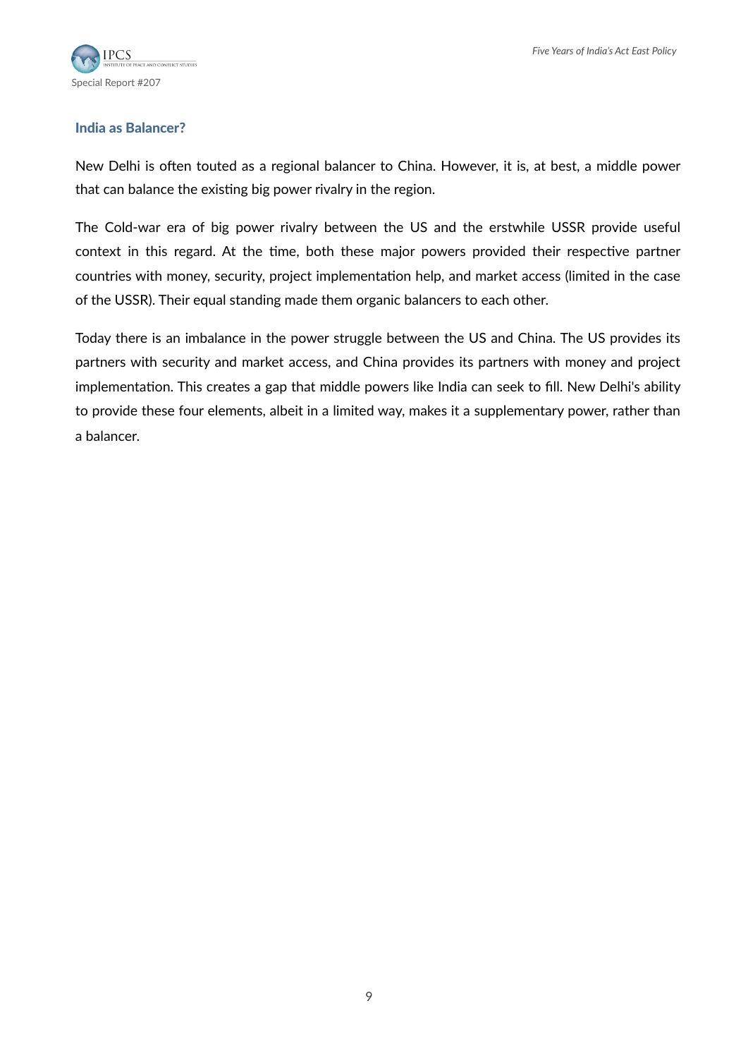### India as Balancer?

New Delhi is often touted as a regional balancer to China. However, it is, at best, a middle power that can balance the existing big power rivalry in the region.

The Cold-war era of big power rivalry between the US and the erstwhile USSR provide useful context in this regard. At the time, both these major powers provided their respective partner countries with money, security, project implementation help, and market access (limited in the case of the USSR). Their equal standing made them organic balancers to each other.

Today there is an imbalance in the power struggle between the US and China. The US provides its partners with security and market access, and China provides its partners with money and project implementation. This creates a gap that middle powers like India can seek to fill. New Delhi's ability to provide these four elements, albeit in a limited way, makes it a supplementary power, rather than a balancer.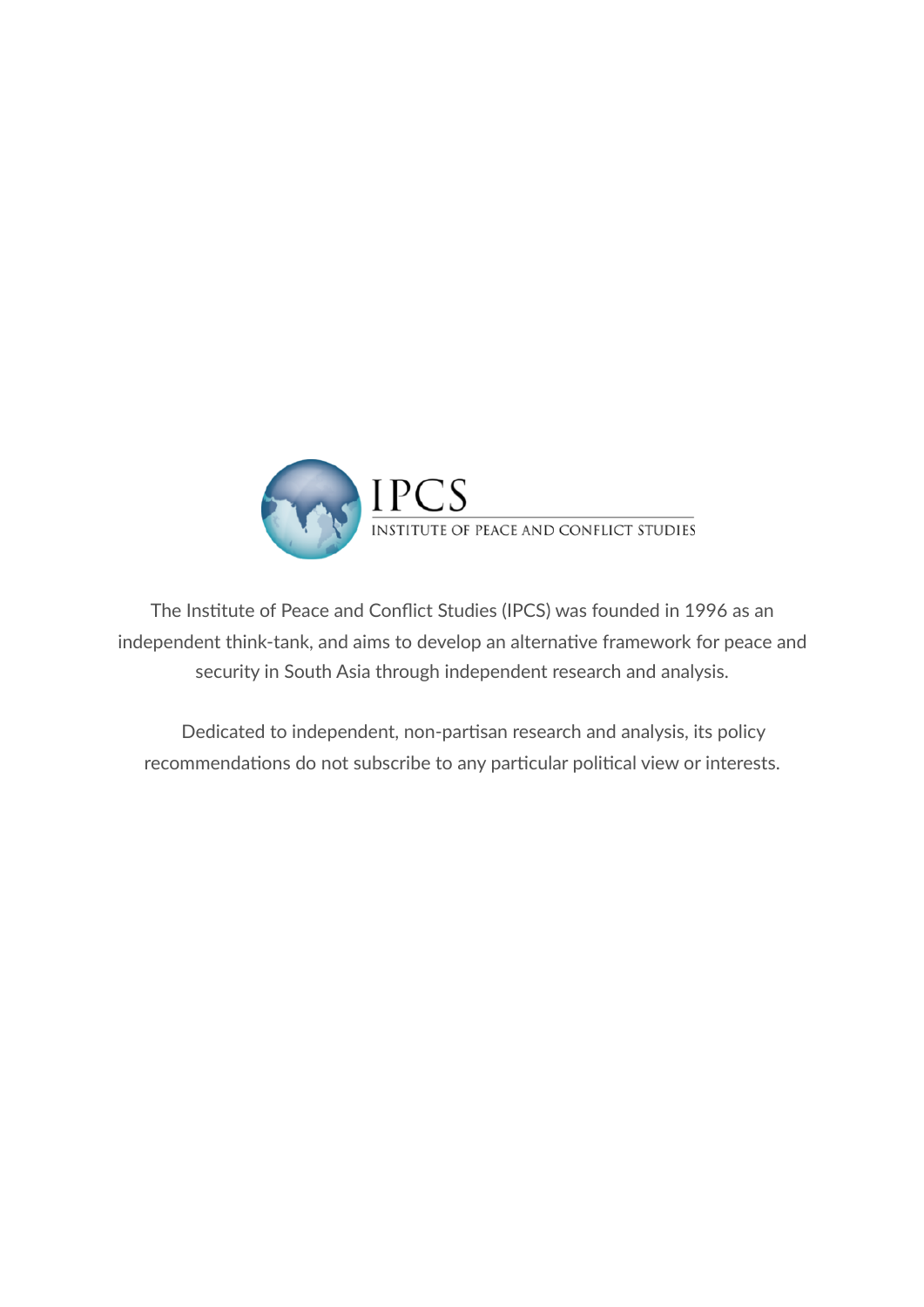IPCS

INSTITUTE OF PEACE AND CONFLICT STUDIES

The Institute of Peace and Conflict Studies (IPCS) was founded in 1996 as an independent think-tank, and aims to develop an alternative framework for peace and security in South Asia through independent research and analysis.

Dedicated to independent, non-partisan research and analysis, its policy recommendations do not subscribe to any particular political view or interests.